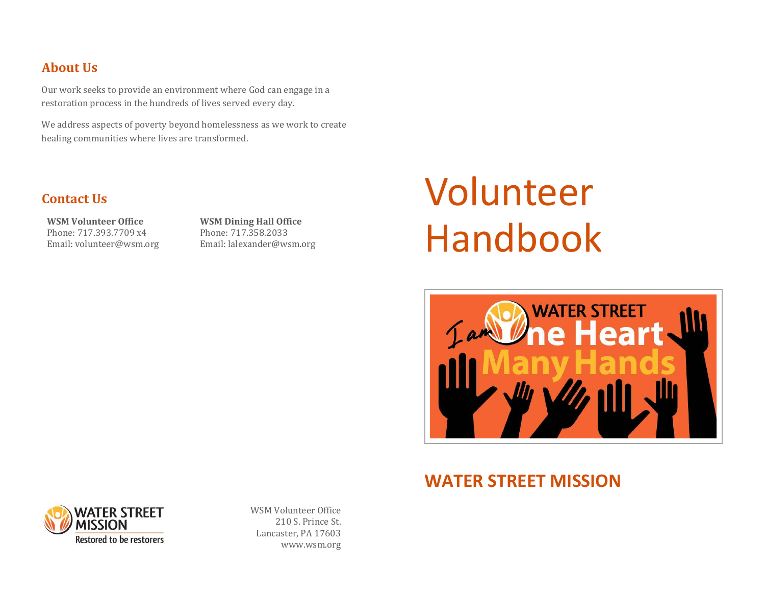## About Us

Our work seeks to provide an environment where God can engage in a restoration process in the hundreds of lives served every day.

We address aspects of poverty beyond homelessness as we work to create healing communities where lives are transformed.

## Contact Us

**WSM Volunteer Office**
Phone: 717.393.7709 x4
Email: volunteer@wsm.org

**WSM Dining Hall Office**
Phone: 717.358.2033
Email: lalexander@wsm.org

WATER STREET MISSION
Restored to be restorers

WSM Volunteer Office
210 S. Prince St.
Lancaster, PA 17603
www.wsm.org

# Volunteer Handbook

I am One Heart Many Hands
WATER STREET

## WATER STREET MISSION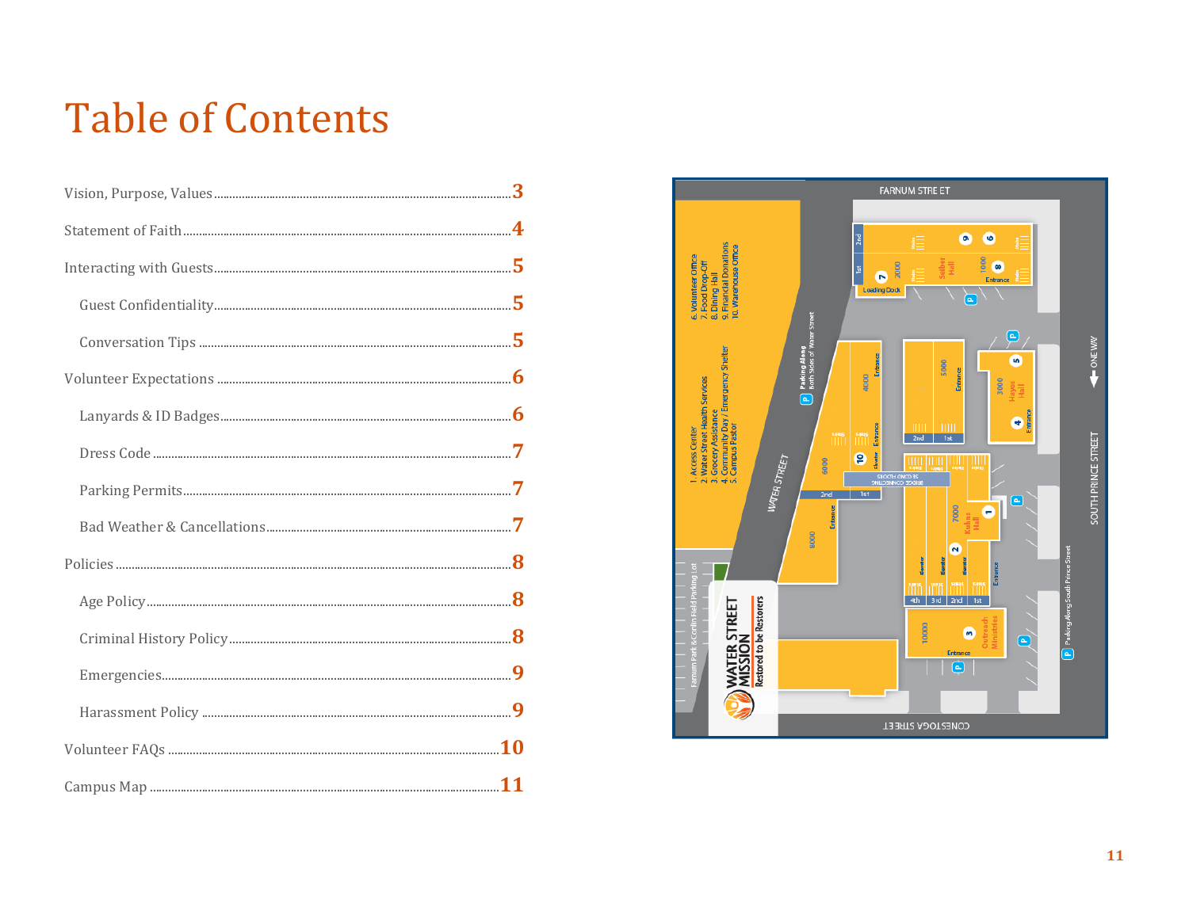# Table of Contents

- Vision, Purpose, Values ..... 3
- Statement of Faith ..... 4
- Interacting with Guests ..... 5
  - Guest Confidentiality ..... 5
  - Conversation Tips ..... 5
- Volunteer Expectations ..... 6
  - Lanyards & ID Badges ..... 6
  - Dress Code ..... 7
  - Parking Permits ..... 7
  - Bad Weather & Cancellations ..... 7
- Policies ..... 8
  - Age Policy ..... 8
  - Criminal History Policy ..... 8
  - Emergencies ..... 9
  - Harassment Policy ..... 9
- Volunteer FAQs ..... 10
- Campus Map ..... 11

FARNUM STREET

SOUTH PRINCE STREET

ONE WAY

WATER STREET

CONESTOGA STREET

1. Access Center
2. Water Street Health Services
3. Grocery Assistance
4. Community Day / Emergency Shelter
5. Campus Pastor
6. Volunteer Office
7. Food Drop-Off
8. Dining Hall
9. Financial Donations
10. Warehouse Office

Parking Along Both Sides of Water Street

Parking Along South Prince Street

Fulton Park & Conlin Field Parking Lot

Salber Hall

Hayes Hall

Kuhns Hall

Outreach Ministries

Loading Dock

Entrance

Second Floors Bridge Connecting

WATER STREET MISSION
Restored to be Restorers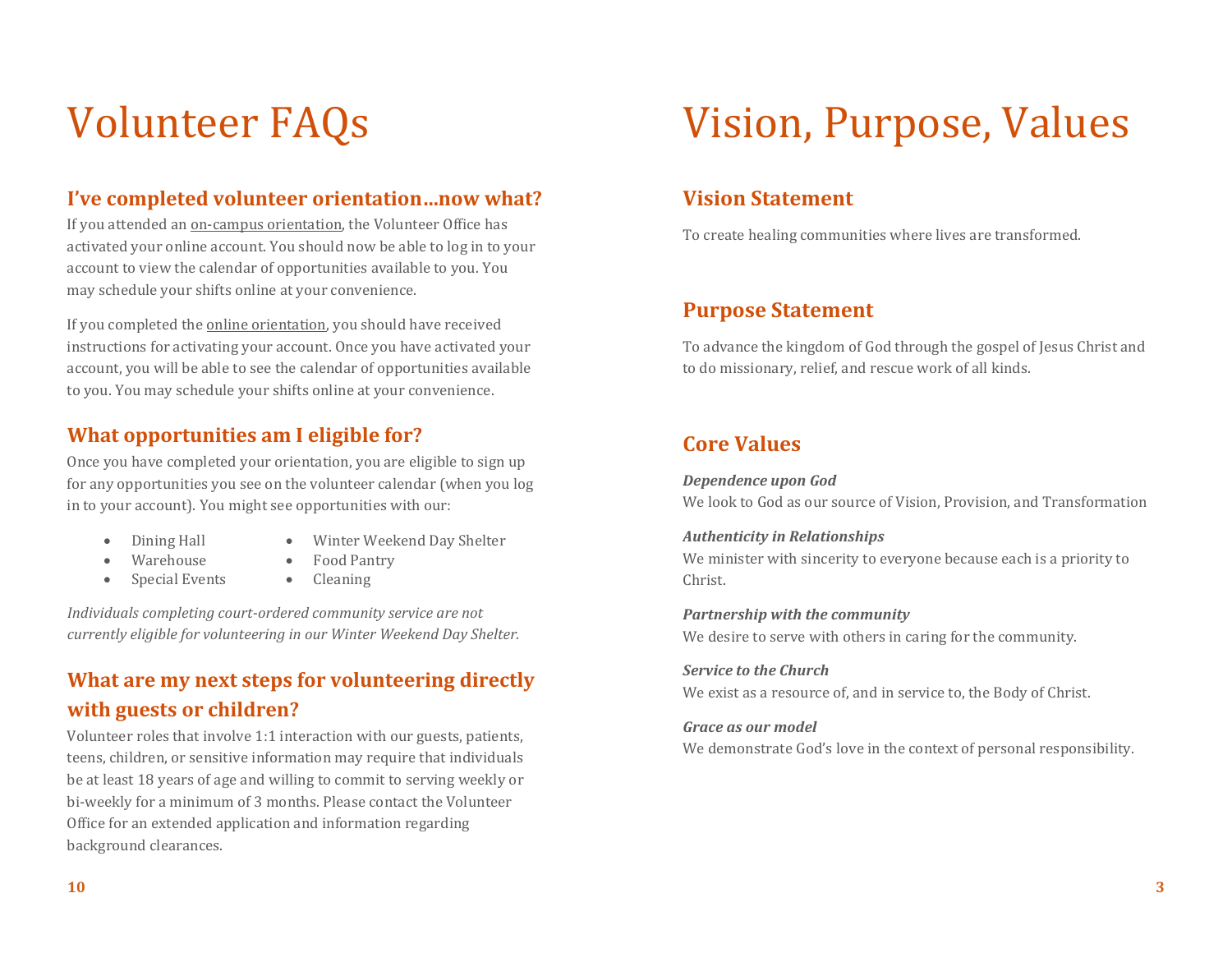# Volunteer FAQs

## I've completed volunteer orientation…now what?

If you attended an on-campus orientation, the Volunteer Office has activated your online account. You should now be able to log in to your account to view the calendar of opportunities available to you. You may schedule your shifts online at your convenience.

If you completed the online orientation, you should have received instructions for activating your account. Once you have activated your account, you will be able to see the calendar of opportunities available to you. You may schedule your shifts online at your convenience.

## What opportunities am I eligible for?

Once you have completed your orientation, you are eligible to sign up for any opportunities you see on the volunteer calendar (when you log in to your account). You might see opportunities with our:

- Dining Hall
- Warehouse
- Special Events
- Winter Weekend Day Shelter
- Food Pantry
- Cleaning

*Individuals completing court-ordered community service are not currently eligible for volunteering in our Winter Weekend Day Shelter.*

## What are my next steps for volunteering directly with guests or children?

Volunteer roles that involve 1:1 interaction with our guests, patients, teens, children, or sensitive information may require that individuals be at least 18 years of age and willing to commit to serving weekly or bi-weekly for a minimum of 3 months. Please contact the Volunteer Office for an extended application and information regarding background clearances.

# Vision, Purpose, Values

## Vision Statement

To create healing communities where lives are transformed.

## Purpose Statement

To advance the kingdom of God through the gospel of Jesus Christ and to do missionary, relief, and rescue work of all kinds.

## Core Values

***Dependence upon God***
We look to God as our source of Vision, Provision, and Transformation

***Authenticity in Relationships***
We minister with sincerity to everyone because each is a priority to Christ.

***Partnership with the community***
We desire to serve with others in caring for the community.

***Service to the Church***
We exist as a resource of, and in service to, the Body of Christ.

***Grace as our model***
We demonstrate God's love in the context of personal responsibility.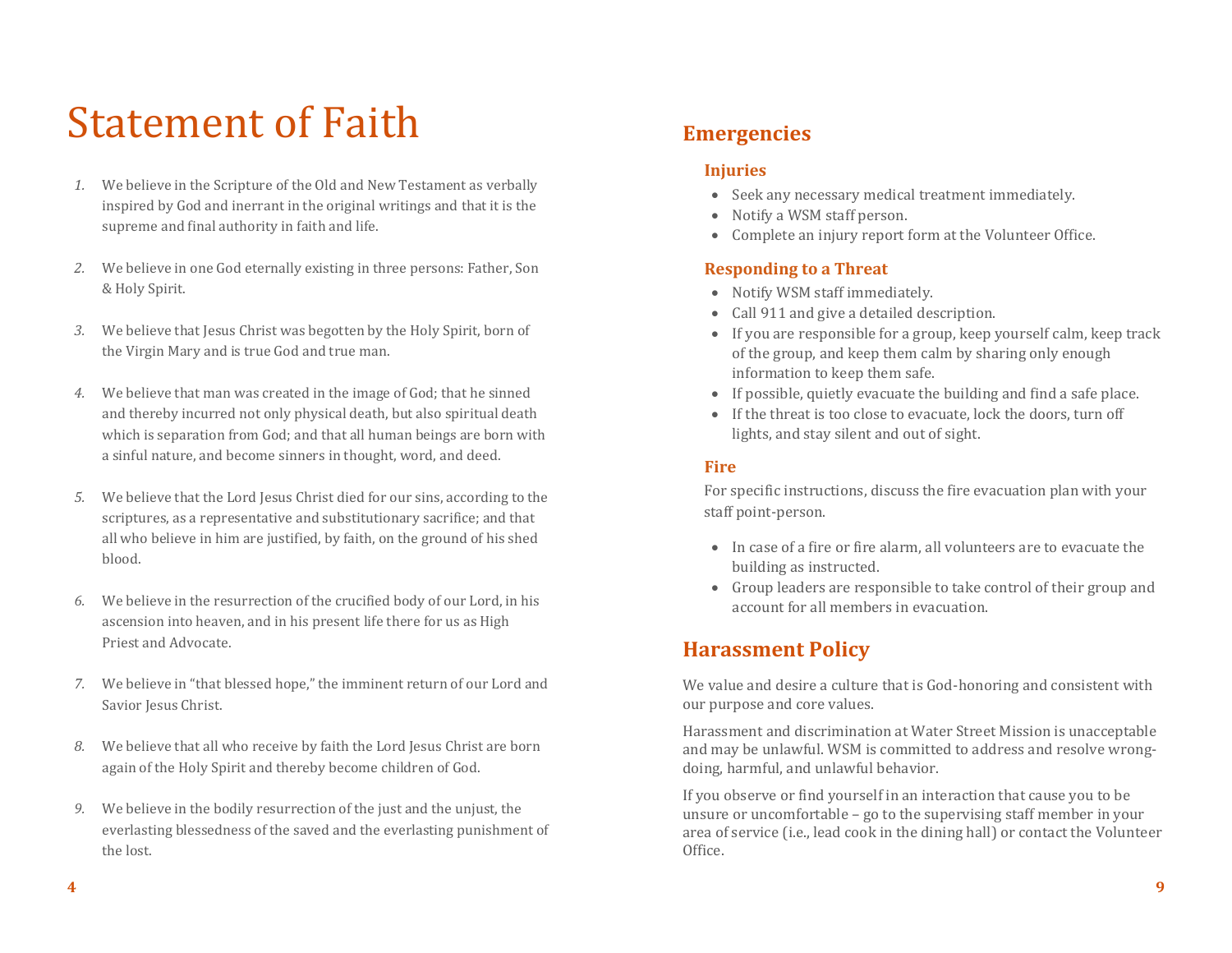# Statement of Faith

1. We believe in the Scripture of the Old and New Testament as verbally inspired by God and inerrant in the original writings and that it is the supreme and final authority in faith and life.

2. We believe in one God eternally existing in three persons: Father, Son & Holy Spirit.

3. We believe that Jesus Christ was begotten by the Holy Spirit, born of the Virgin Mary and is true God and true man.

4. We believe that man was created in the image of God; that he sinned and thereby incurred not only physical death, but also spiritual death which is separation from God; and that all human beings are born with a sinful nature, and become sinners in thought, word, and deed.

5. We believe that the Lord Jesus Christ died for our sins, according to the scriptures, as a representative and substitutionary sacrifice; and that all who believe in him are justified, by faith, on the ground of his shed blood.

6. We believe in the resurrection of the crucified body of our Lord, in his ascension into heaven, and in his present life there for us as High Priest and Advocate.

7. We believe in "that blessed hope," the imminent return of our Lord and Savior Jesus Christ.

8. We believe that all who receive by faith the Lord Jesus Christ are born again of the Holy Spirit and thereby become children of God.

9. We believe in the bodily resurrection of the just and the unjust, the everlasting blessedness of the saved and the everlasting punishment of the lost.

## Emergencies

### Injuries

- Seek any necessary medical treatment immediately.
- Notify a WSM staff person.
- Complete an injury report form at the Volunteer Office.

### Responding to a Threat

- Notify WSM staff immediately.
- Call 911 and give a detailed description.
- If you are responsible for a group, keep yourself calm, keep track of the group, and keep them calm by sharing only enough information to keep them safe.
- If possible, quietly evacuate the building and find a safe place.
- If the threat is too close to evacuate, lock the doors, turn off lights, and stay silent and out of sight.

### Fire

For specific instructions, discuss the fire evacuation plan with your staff point-person.

- In case of a fire or fire alarm, all volunteers are to evacuate the building as instructed.
- Group leaders are responsible to take control of their group and account for all members in evacuation.

## Harassment Policy

We value and desire a culture that is God-honoring and consistent with our purpose and core values.

Harassment and discrimination at Water Street Mission is unacceptable and may be unlawful. WSM is committed to address and resolve wrong-doing, harmful, and unlawful behavior.

If you observe or find yourself in an interaction that cause you to be unsure or uncomfortable – go to the supervising staff member in your area of service (i.e., lead cook in the dining hall) or contact the Volunteer Office.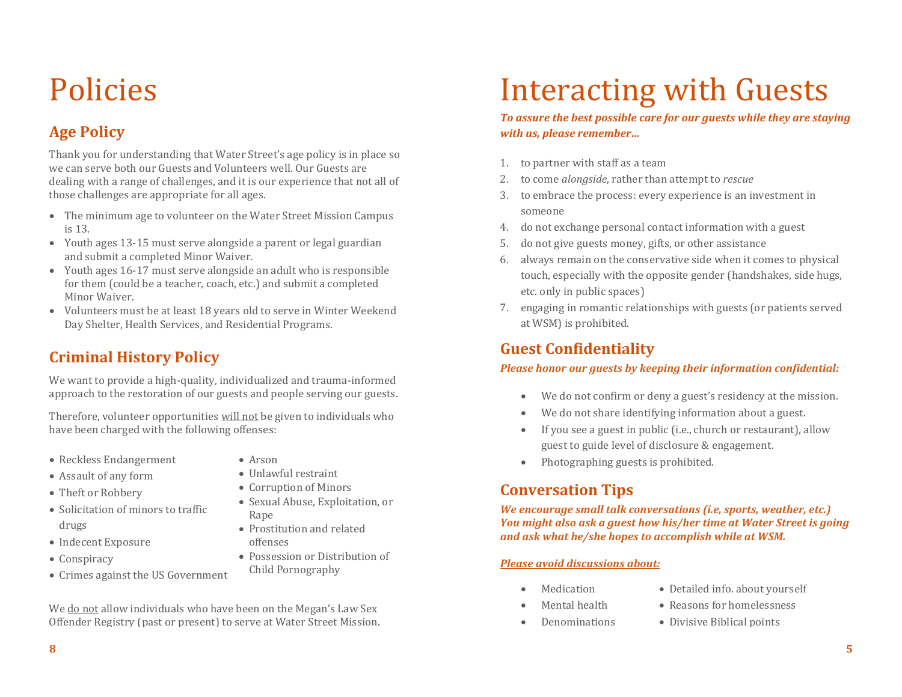# Policies

## Age Policy

Thank you for understanding that Water Street's age policy is in place so we can serve both our Guests and Volunteers well. Our Guests are dealing with a range of challenges, and it is our experience that not all of those challenges are appropriate for all ages.

- The minimum age to volunteer on the Water Street Mission Campus is 13.
- Youth ages 13-15 must serve alongside a parent or legal guardian and submit a completed Minor Waiver.
- Youth ages 16-17 must serve alongside an adult who is responsible for them (could be a teacher, coach, etc.) and submit a completed Minor Waiver.
- Volunteers must be at least 18 years old to serve in Winter Weekend Day Shelter, Health Services, and Residential Programs.

## Criminal History Policy

We want to provide a high-quality, individualized and trauma-informed approach to the restoration of our guests and people serving our guests.

Therefore, volunteer opportunities <u>will not</u> be given to individuals who have been charged with the following offenses:

- Reckless Endangerment
- Assault of any form
- Theft or Robbery
- Solicitation of minors to traffic drugs
- Indecent Exposure
- Conspiracy
- Crimes against the US Government
- Arson
- Unlawful restraint
- Corruption of Minors
- Sexual Abuse, Exploitation, or Rape
- Prostitution and related offenses
- Possession or Distribution of Child Pornography

We <u>do not</u> allow individuals who have been on the Megan's Law Sex Offender Registry (past or present) to serve at Water Street Mission.

# Interacting with Guests

***To assure the best possible care for our guests while they are staying with us, please remember…***

1. to partner with staff as a team
2. to come *alongside*, rather than attempt to *rescue*
3. to embrace the process: every experience is an investment in someone
4. do not exchange personal contact information with a guest
5. do not give guests money, gifts, or other assistance
6. always remain on the conservative side when it comes to physical touch, especially with the opposite gender (handshakes, side hugs, etc. only in public spaces)
7. engaging in romantic relationships with guests (or patients served at WSM) is prohibited.

## Guest Confidentiality

***Please honor our guests by keeping their information confidential:***

- We do not confirm or deny a guest's residency at the mission.
- We do not share identifying information about a guest.
- If you see a guest in public (i.e., church or restaurant), allow guest to guide level of disclosure & engagement.
- Photographing guests is prohibited.

## Conversation Tips

***We encourage small talk conversations (i.e, sports, weather, etc.) You might also ask a guest how his/her time at Water Street is going and ask what he/she hopes to accomplish while at WSM.***

***<u>Please avoid discussions about:</u>***

- Medication
- Mental health
- Denominations
- Detailed info. about yourself
- Reasons for homelessness
- Divisive Biblical points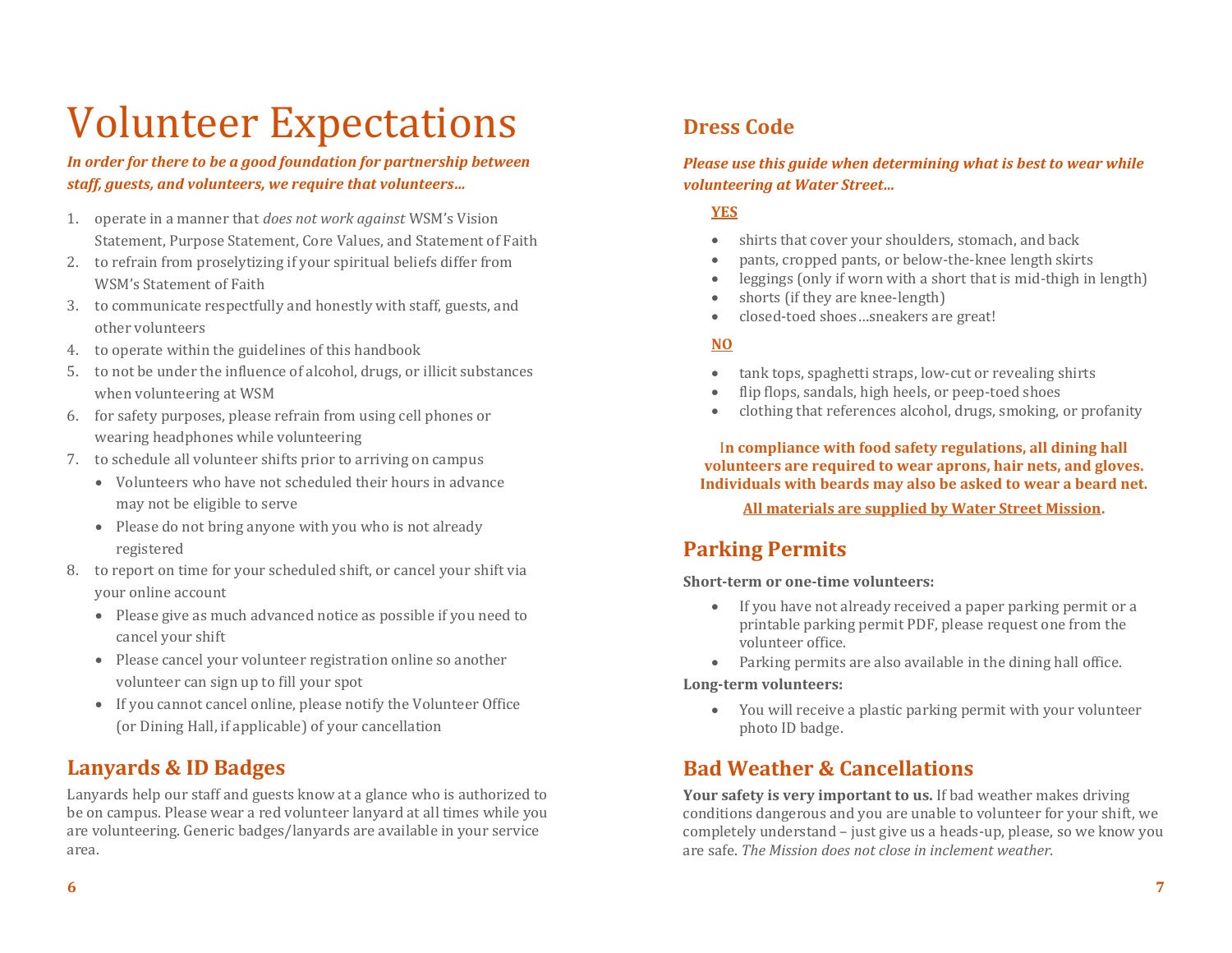# Volunteer Expectations

***In order for there to be a good foundation for partnership between staff, guests, and volunteers, we require that volunteers…***

1. operate in a manner that *does not work against* WSM's Vision Statement, Purpose Statement, Core Values, and Statement of Faith
2. to refrain from proselytizing if your spiritual beliefs differ from WSM's Statement of Faith
3. to communicate respectfully and honestly with staff, guests, and other volunteers
4. to operate within the guidelines of this handbook
5. to not be under the influence of alcohol, drugs, or illicit substances when volunteering at WSM
6. for safety purposes, please refrain from using cell phones or wearing headphones while volunteering
7. to schedule all volunteer shifts prior to arriving on campus
   - Volunteers who have not scheduled their hours in advance may not be eligible to serve
   - Please do not bring anyone with you who is not already registered
8. to report on time for your scheduled shift, or cancel your shift via your online account
   - Please give as much advanced notice as possible if you need to cancel your shift
   - Please cancel your volunteer registration online so another volunteer can sign up to fill your spot
   - If you cannot cancel online, please notify the Volunteer Office (or Dining Hall, if applicable) of your cancellation

## Lanyards & ID Badges

Lanyards help our staff and guests know at a glance who is authorized to be on campus. Please wear a red volunteer lanyard at all times while you are volunteering. Generic badges/lanyards are available in your service area.

## Dress Code

***Please use this guide when determining what is best to wear while volunteering at Water Street…***

**YES**

- shirts that cover your shoulders, stomach, and back
- pants, cropped pants, or below-the-knee length skirts
- leggings (only if worn with a short that is mid-thigh in length)
- shorts (if they are knee-length)
- closed-toed shoes…sneakers are great!

**NO**

- tank tops, spaghetti straps, low-cut or revealing shirts
- flip flops, sandals, high heels, or peep-toed shoes
- clothing that references alcohol, drugs, smoking, or profanity

**In compliance with food safety regulations, all dining hall volunteers are required to wear aprons, hair nets, and gloves. Individuals with beards may also be asked to wear a beard net.**

**All materials are supplied by Water Street Mission.**

## Parking Permits

**Short-term or one-time volunteers:**

- If you have not already received a paper parking permit or a printable parking permit PDF, please request one from the volunteer office.
- Parking permits are also available in the dining hall office.

**Long-term volunteers:**

- You will receive a plastic parking permit with your volunteer photo ID badge.

## Bad Weather & Cancellations

**Your safety is very important to us.** If bad weather makes driving conditions dangerous and you are unable to volunteer for your shift, we completely understand – just give us a heads-up, please, so we know you are safe. *The Mission does not close in inclement weather.*